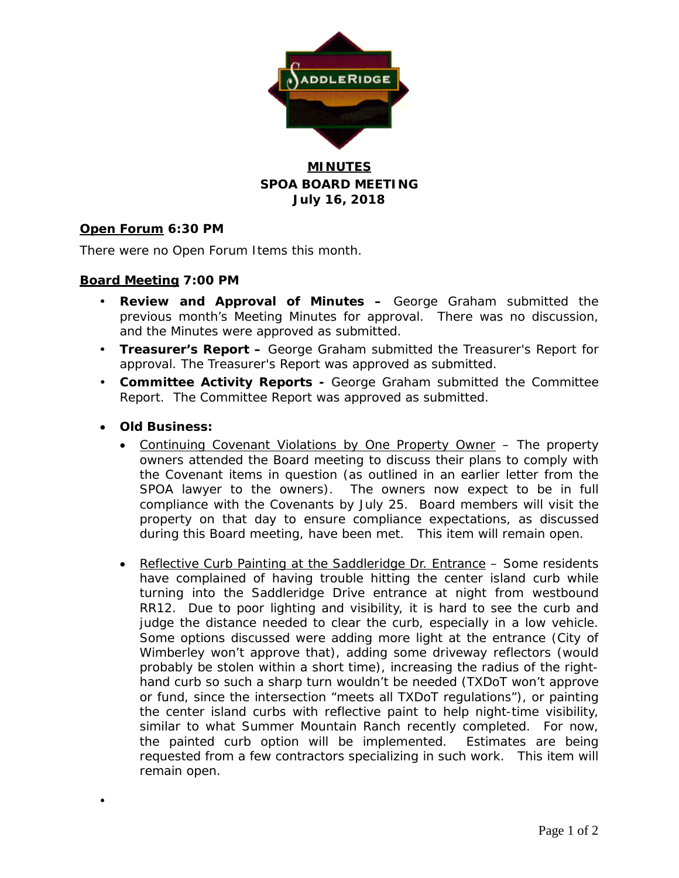# MINUTES
## SPOA BOARD MEETING
## July 16, 2018

**Open Forum 6:30 PM**

There were no Open Forum Items this month.

**Board Meeting 7:00 PM**

- **Review and Approval of Minutes –** George Graham submitted the previous month's Meeting Minutes for approval. There was no discussion, and the Minutes were approved as submitted.
- **Treasurer's Report –** George Graham submitted the Treasurer's Report for approval. The Treasurer's Report was approved as submitted.
- **Committee Activity Reports -** George Graham submitted the Committee Report. The Committee Report was approved as submitted.

- **Old Business:**
  - Continuing Covenant Violations by One Property Owner – The property owners attended the Board meeting to discuss their plans to comply with the Covenant items in question (as outlined in an earlier letter from the SPOA lawyer to the owners). The owners now expect to be in full compliance with the Covenants by July 25. Board members will visit the property on that day to ensure compliance expectations, as discussed during this Board meeting, have been met. This item will remain open.

  - Reflective Curb Painting at the Saddleridge Dr. Entrance – Some residents have complained of having trouble hitting the center island curb while turning into the Saddleridge Drive entrance at night from westbound RR12. Due to poor lighting and visibility, it is hard to see the curb and judge the distance needed to clear the curb, especially in a low vehicle. Some options discussed were adding more light at the entrance (City of Wimberley won't approve that), adding some driveway reflectors (would probably be stolen within a short time), increasing the radius of the right-hand curb so such a sharp turn wouldn't be needed (TXDoT won't approve or fund, since the intersection "meets all TXDoT regulations"), or painting the center island curbs with reflective paint to help night-time visibility, similar to what Summer Mountain Ranch recently completed. For now, the painted curb option will be implemented. Estimates are being requested from a few contractors specializing in such work. This item will remain open.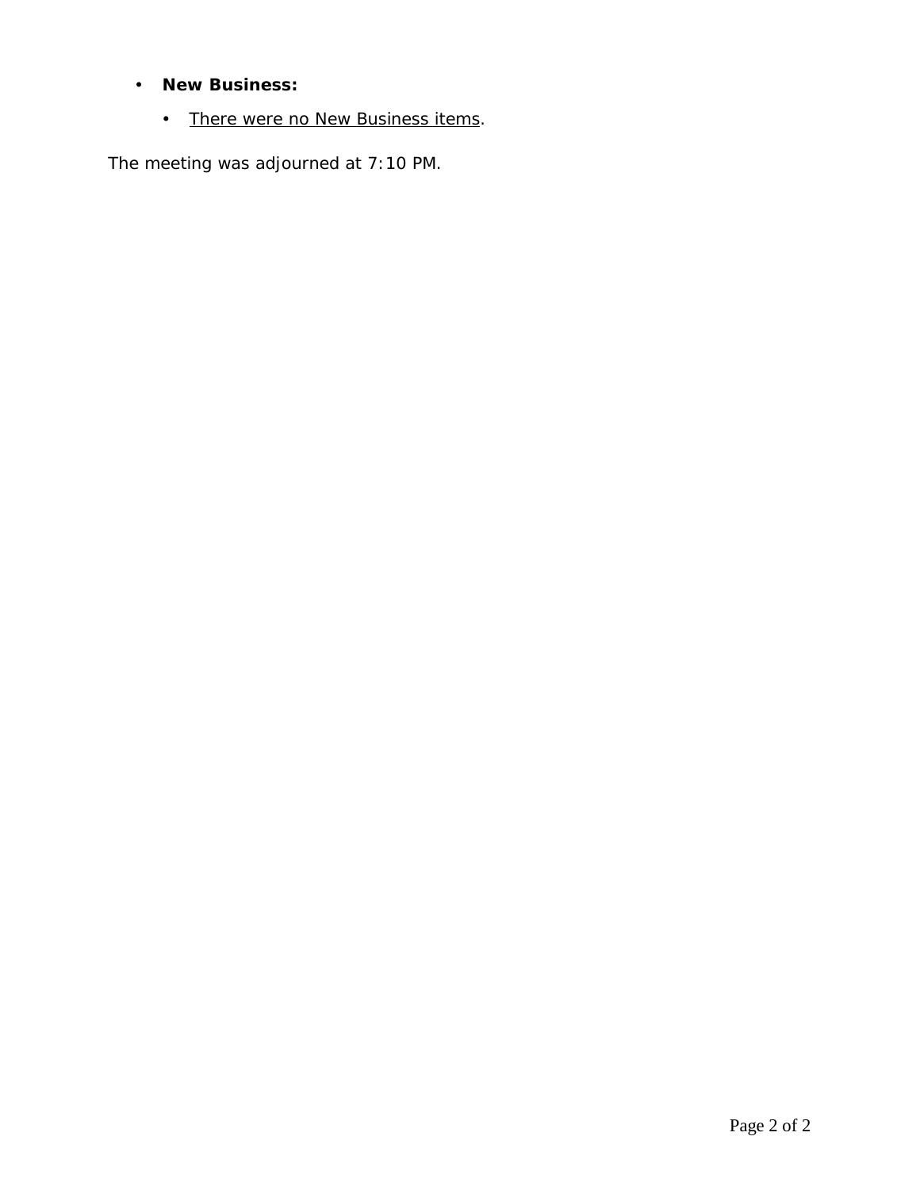- **New Business:**
  - <u>There were no New Business items</u>.

The meeting was adjourned at 7:10 PM.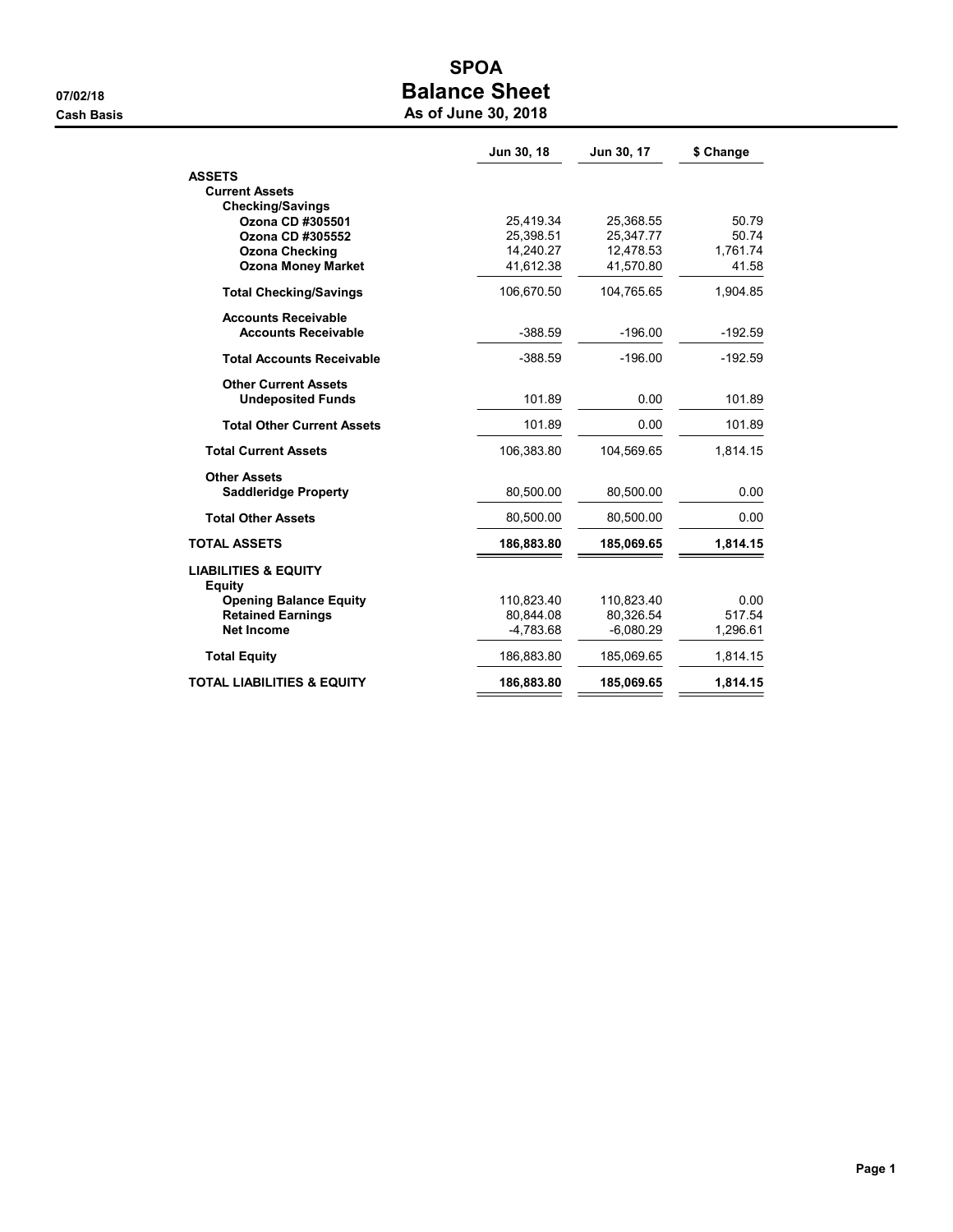07/02/18

Cash Basis

# SPOA
## Balance Sheet
### As of June 30, 2018

| | Jun 30, 18 | Jun 30, 17 | $ Change |
|---|---|---|---|
| **ASSETS** | | | |
| **Current Assets** | | | |
| **Checking/Savings** | | | |
| **Ozona CD #305501** | 25,419.34 | 25,368.55 | 50.79 |
| **Ozona CD #305552** | 25,398.51 | 25,347.77 | 50.74 |
| **Ozona Checking** | 14,240.27 | 12,478.53 | 1,761.74 |
| **Ozona Money Market** | 41,612.38 | 41,570.80 | 41.58 |
| **Total Checking/Savings** | 106,670.50 | 104,765.65 | 1,904.85 |
| **Accounts Receivable** | | | |
| **Accounts Receivable** | -388.59 | -196.00 | -192.59 |
| **Total Accounts Receivable** | -388.59 | -196.00 | -192.59 |
| **Other Current Assets** | | | |
| **Undeposited Funds** | 101.89 | 0.00 | 101.89 |
| **Total Other Current Assets** | 101.89 | 0.00 | 101.89 |
| **Total Current Assets** | 106,383.80 | 104,569.65 | 1,814.15 |
| **Other Assets** | | | |
| **Saddleridge Property** | 80,500.00 | 80,500.00 | 0.00 |
| **Total Other Assets** | 80,500.00 | 80,500.00 | 0.00 |
| **TOTAL ASSETS** | **186,883.80** | **185,069.65** | **1,814.15** |
| **LIABILITIES & EQUITY** | | | |
| **Equity** | | | |
| **Opening Balance Equity** | 110,823.40 | 110,823.40 | 0.00 |
| **Retained Earnings** | 80,844.08 | 80,326.54 | 517.54 |
| **Net Income** | -4,783.68 | -6,080.29 | 1,296.61 |
| **Total Equity** | 186,883.80 | 185,069.65 | 1,814.15 |
| **TOTAL LIABILITIES & EQUITY** | **186,883.80** | **185,069.65** | **1,814.15** |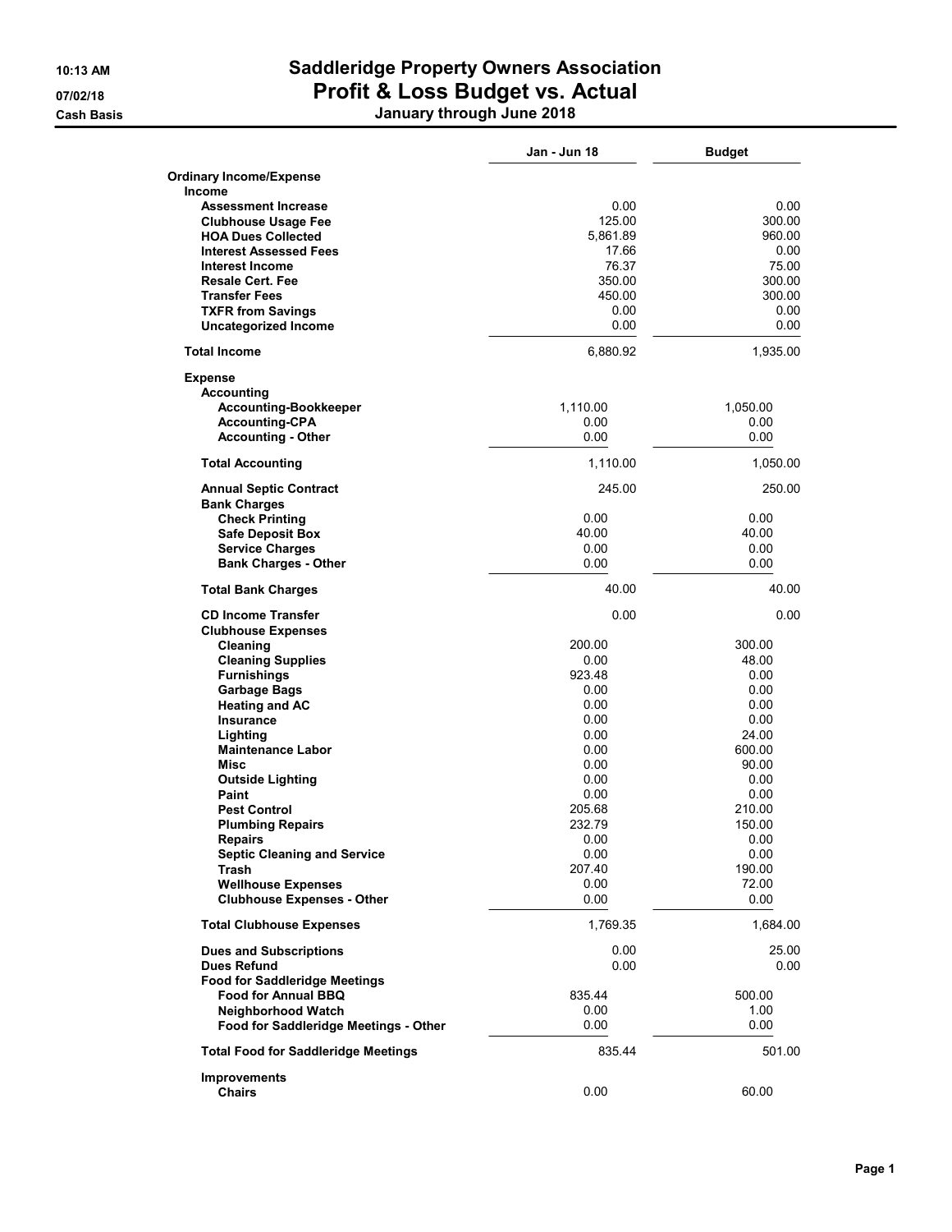**10:13 AM**
**07/02/18**
**Cash Basis**

# Saddleridge Property Owners Association
## Profit & Loss Budget vs. Actual
### January through June 2018

| | Jan - Jun 18 | Budget |
|---|---|---|
| **Ordinary Income/Expense** | | |
| **Income** | | |
| **Assessment Increase** | 0.00 | 0.00 |
| **Clubhouse Usage Fee** | 125.00 | 300.00 |
| **HOA Dues Collected** | 5,861.89 | 960.00 |
| **Interest Assessed Fees** | 17.66 | 0.00 |
| **Interest Income** | 76.37 | 75.00 |
| **Resale Cert. Fee** | 350.00 | 300.00 |
| **Transfer Fees** | 450.00 | 300.00 |
| **TXFR from Savings** | 0.00 | 0.00 |
| **Uncategorized Income** | 0.00 | 0.00 |
| **Total Income** | 6,880.92 | 1,935.00 |
| **Expense** | | |
| **Accounting** | | |
| **Accounting-Bookkeeper** | 1,110.00 | 1,050.00 |
| **Accounting-CPA** | 0.00 | 0.00 |
| **Accounting - Other** | 0.00 | 0.00 |
| **Total Accounting** | 1,110.00 | 1,050.00 |
| **Annual Septic Contract** | 245.00 | 250.00 |
| **Bank Charges** | | |
| **Check Printing** | 0.00 | 0.00 |
| **Safe Deposit Box** | 40.00 | 40.00 |
| **Service Charges** | 0.00 | 0.00 |
| **Bank Charges - Other** | 0.00 | 0.00 |
| **Total Bank Charges** | 40.00 | 40.00 |
| **CD Income Transfer** | 0.00 | 0.00 |
| **Clubhouse Expenses** | | |
| **Cleaning** | 200.00 | 300.00 |
| **Cleaning Supplies** | 0.00 | 48.00 |
| **Furnishings** | 923.48 | 0.00 |
| **Garbage Bags** | 0.00 | 0.00 |
| **Heating and AC** | 0.00 | 0.00 |
| **Insurance** | 0.00 | 0.00 |
| **Lighting** | 0.00 | 24.00 |
| **Maintenance Labor** | 0.00 | 600.00 |
| **Misc** | 0.00 | 90.00 |
| **Outside Lighting** | 0.00 | 0.00 |
| **Paint** | 0.00 | 0.00 |
| **Pest Control** | 205.68 | 210.00 |
| **Plumbing Repairs** | 232.79 | 150.00 |
| **Repairs** | 0.00 | 0.00 |
| **Septic Cleaning and Service** | 0.00 | 0.00 |
| **Trash** | 207.40 | 190.00 |
| **Wellhouse Expenses** | 0.00 | 72.00 |
| **Clubhouse Expenses - Other** | 0.00 | 0.00 |
| **Total Clubhouse Expenses** | 1,769.35 | 1,684.00 |
| **Dues and Subscriptions** | 0.00 | 25.00 |
| **Dues Refund** | 0.00 | 0.00 |
| **Food for Saddleridge Meetings** | | |
| **Food for Annual BBQ** | 835.44 | 500.00 |
| **Neighborhood Watch** | 0.00 | 1.00 |
| **Food for Saddleridge Meetings - Other** | 0.00 | 0.00 |
| **Total Food for Saddleridge Meetings** | 835.44 | 501.00 |
| **Improvements** | | |
| **Chairs** | 0.00 | 60.00 |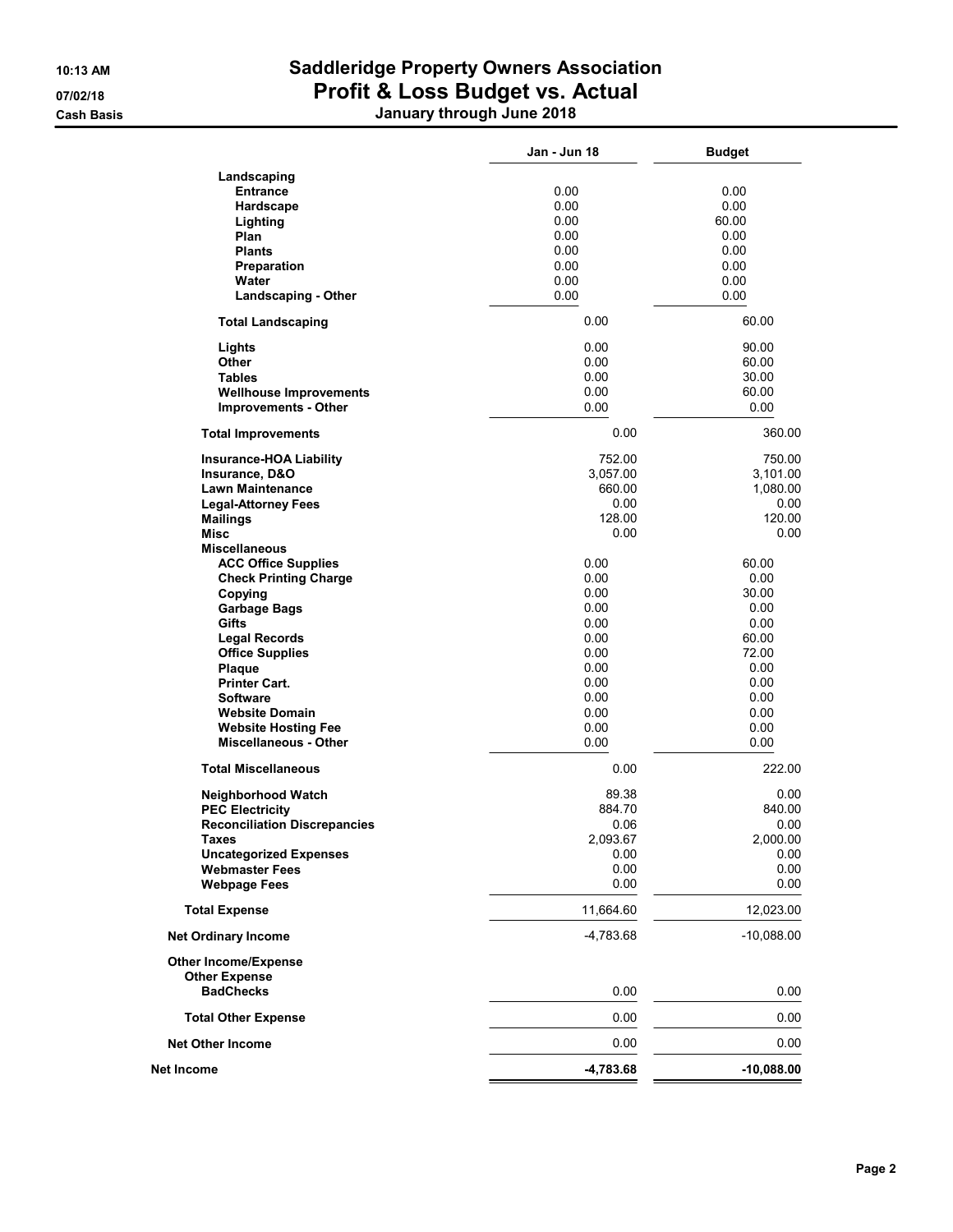# Saddleridge Property Owners Association
## Profit & Loss Budget vs. Actual
### January through June 2018

10:13 AM
07/02/18
Cash Basis

| | Jan - Jun 18 | Budget |
|---|---|---|
| **Landscaping** | | |
| **Entrance** | 0.00 | 0.00 |
| **Hardscape** | 0.00 | 0.00 |
| **Lighting** | 0.00 | 60.00 |
| **Plan** | 0.00 | 0.00 |
| **Plants** | 0.00 | 0.00 |
| **Preparation** | 0.00 | 0.00 |
| **Water** | 0.00 | 0.00 |
| **Landscaping - Other** | 0.00 | 0.00 |
| **Total Landscaping** | 0.00 | 60.00 |
| **Lights** | 0.00 | 90.00 |
| **Other** | 0.00 | 60.00 |
| **Tables** | 0.00 | 30.00 |
| **Wellhouse Improvements** | 0.00 | 60.00 |
| **Improvements - Other** | 0.00 | 0.00 |
| **Total Improvements** | 0.00 | 360.00 |
| **Insurance-HOA Liability** | 752.00 | 750.00 |
| **Insurance, D&O** | 3,057.00 | 3,101.00 |
| **Lawn Maintenance** | 660.00 | 1,080.00 |
| **Legal-Attorney Fees** | 0.00 | 0.00 |
| **Mailings** | 128.00 | 120.00 |
| **Misc** | 0.00 | 0.00 |
| **Miscellaneous** | | |
| **ACC Office Supplies** | 0.00 | 60.00 |
| **Check Printing Charge** | 0.00 | 0.00 |
| **Copying** | 0.00 | 30.00 |
| **Garbage Bags** | 0.00 | 0.00 |
| **Gifts** | 0.00 | 0.00 |
| **Legal Records** | 0.00 | 60.00 |
| **Office Supplies** | 0.00 | 72.00 |
| **Plaque** | 0.00 | 0.00 |
| **Printer Cart.** | 0.00 | 0.00 |
| **Software** | 0.00 | 0.00 |
| **Website Domain** | 0.00 | 0.00 |
| **Website Hosting Fee** | 0.00 | 0.00 |
| **Miscellaneous - Other** | 0.00 | 0.00 |
| **Total Miscellaneous** | 0.00 | 222.00 |
| **Neighborhood Watch** | 89.38 | 0.00 |
| **PEC Electricity** | 884.70 | 840.00 |
| **Reconciliation Discrepancies** | 0.06 | 0.00 |
| **Taxes** | 2,093.67 | 2,000.00 |
| **Uncategorized Expenses** | 0.00 | 0.00 |
| **Webmaster Fees** | 0.00 | 0.00 |
| **Webpage Fees** | 0.00 | 0.00 |
| **Total Expense** | 11,664.60 | 12,023.00 |
| **Net Ordinary Income** | -4,783.68 | -10,088.00 |
| **Other Income/Expense** | | |
| **Other Expense** | | |
| **BadChecks** | 0.00 | 0.00 |
| **Total Other Expense** | 0.00 | 0.00 |
| **Net Other Income** | 0.00 | 0.00 |
| **Net Income** | **-4,783.68** | **-10,088.00** |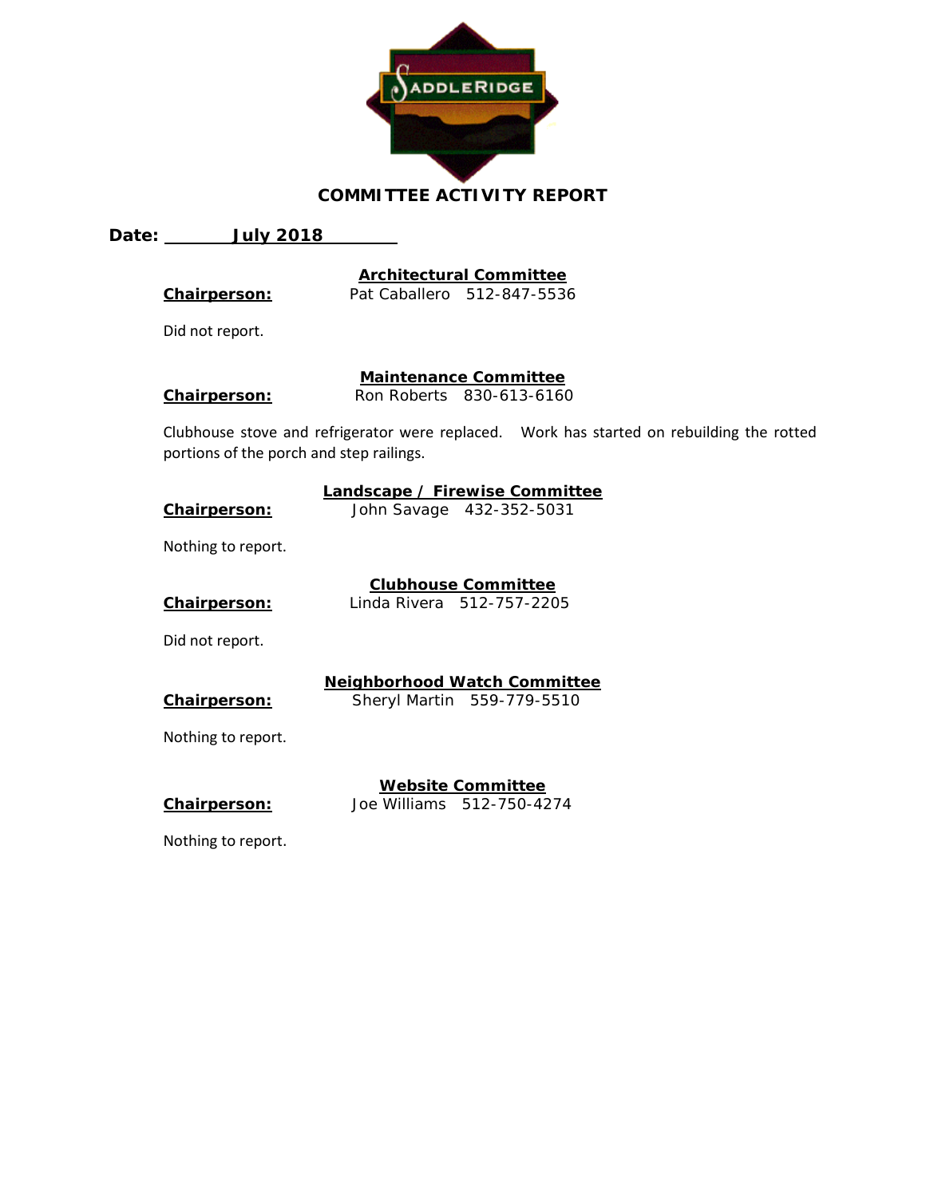# COMMITTEE ACTIVITY REPORT

**Date: July 2018**

## Architectural Committee

**Chairperson:** Pat Caballero 512-847-5536

Did not report.

## Maintenance Committee

**Chairperson:** Ron Roberts 830-613-6160

Clubhouse stove and refrigerator were replaced. Work has started on rebuilding the rotted portions of the porch and step railings.

## Landscape / Firewise Committee

**Chairperson:** John Savage 432-352-5031

Nothing to report.

## Clubhouse Committee

**Chairperson:** Linda Rivera 512-757-2205

Did not report.

## Neighborhood Watch Committee

**Chairperson:** Sheryl Martin 559-779-5510

Nothing to report.

## Website Committee

**Chairperson:** Joe Williams 512-750-4274

Nothing to report.